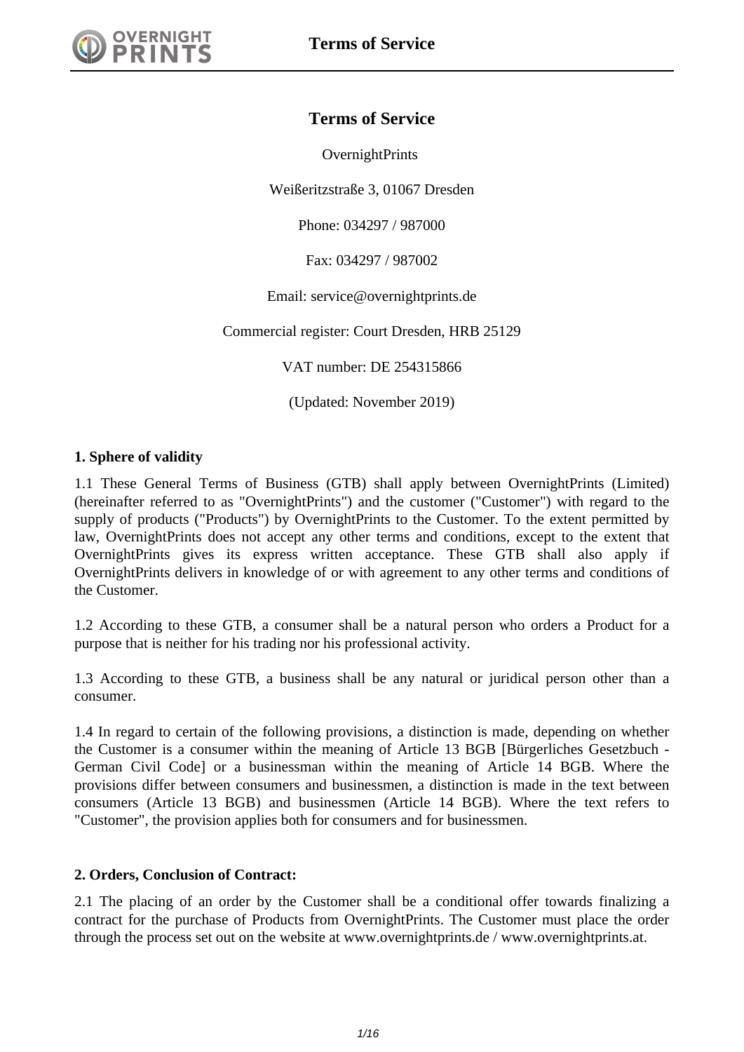# Terms of Service

OvernightPrints

Weißeritzstraße 3, 01067 Dresden

Phone: 034297 / 987000

Fax: 034297 / 987002

Email: service@overnightprints.de

Commercial register: Court Dresden, HRB 25129

VAT number: DE 254315866

(Updated: November 2019)

**1. Sphere of validity**

1.1 These General Terms of Business (GTB) shall apply between OvernightPrints (Limited) (hereinafter referred to as "OvernightPrints") and the customer ("Customer") with regard to the supply of products ("Products") by OvernightPrints to the Customer. To the extent permitted by law, OvernightPrints does not accept any other terms and conditions, except to the extent that OvernightPrints gives its express written acceptance. These GTB shall also apply if OvernightPrints delivers in knowledge of or with agreement to any other terms and conditions of the Customer.

1.2 According to these GTB, a consumer shall be a natural person who orders a Product for a purpose that is neither for his trading nor his professional activity.

1.3 According to these GTB, a business shall be any natural or juridical person other than a consumer.

1.4 In regard to certain of the following provisions, a distinction is made, depending on whether the Customer is a consumer within the meaning of Article 13 BGB [Bürgerliches Gesetzbuch - German Civil Code] or a businessman within the meaning of Article 14 BGB. Where the provisions differ between consumers and businessmen, a distinction is made in the text between consumers (Article 13 BGB) and businessmen (Article 14 BGB). Where the text refers to "Customer", the provision applies both for consumers and for businessmen.

**2. Orders, Conclusion of Contract:**

2.1 The placing of an order by the Customer shall be a conditional offer towards finalizing a contract for the purchase of Products from OvernightPrints. The Customer must place the order through the process set out on the website at www.overnightprints.de / www.overnightprints.at.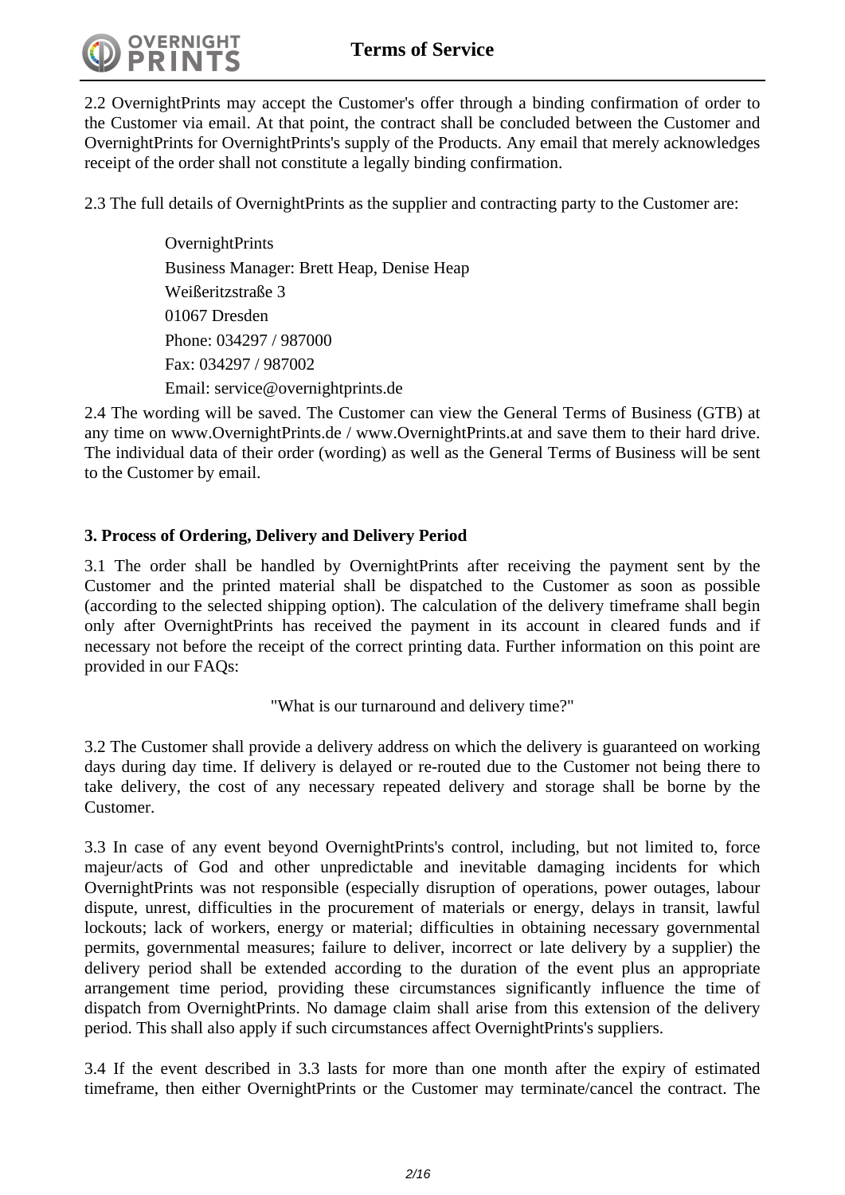2.2 OvernightPrints may accept the Customer's offer through a binding confirmation of order to the Customer via email. At that point, the contract shall be concluded between the Customer and OvernightPrints for OvernightPrints's supply of the Products. Any email that merely acknowledges receipt of the order shall not constitute a legally binding confirmation.

2.3 The full details of OvernightPrints as the supplier and contracting party to the Customer are:

> OvernightPrints
> Business Manager: Brett Heap, Denise Heap
> Weißeritzstraße 3
> 01067 Dresden
> Phone: 034297 / 987000
> Fax: 034297 / 987002
> Email: service@overnightprints.de

2.4 The wording will be saved. The Customer can view the General Terms of Business (GTB) at any time on www.OvernightPrints.de / www.OvernightPrints.at and save them to their hard drive. The individual data of their order (wording) as well as the General Terms of Business will be sent to the Customer by email.

**3. Process of Ordering, Delivery and Delivery Period**

3.1 The order shall be handled by OvernightPrints after receiving the payment sent by the Customer and the printed material shall be dispatched to the Customer as soon as possible (according to the selected shipping option). The calculation of the delivery timeframe shall begin only after OvernightPrints has received the payment in its account in cleared funds and if necessary not before the receipt of the correct printing data. Further information on this point are provided in our FAQs:

"What is our turnaround and delivery time?"

3.2 The Customer shall provide a delivery address on which the delivery is guaranteed on working days during day time. If delivery is delayed or re-routed due to the Customer not being there to take delivery, the cost of any necessary repeated delivery and storage shall be borne by the Customer.

3.3 In case of any event beyond OvernightPrints's control, including, but not limited to, force majeur/acts of God and other unpredictable and inevitable damaging incidents for which OvernightPrints was not responsible (especially disruption of operations, power outages, labour dispute, unrest, difficulties in the procurement of materials or energy, delays in transit, lawful lockouts; lack of workers, energy or material; difficulties in obtaining necessary governmental permits, governmental measures; failure to deliver, incorrect or late delivery by a supplier) the delivery period shall be extended according to the duration of the event plus an appropriate arrangement time period, providing these circumstances significantly influence the time of dispatch from OvernightPrints. No damage claim shall arise from this extension of the delivery period. This shall also apply if such circumstances affect OvernightPrints's suppliers.

3.4 If the event described in 3.3 lasts for more than one month after the expiry of estimated timeframe, then either OvernightPrints or the Customer may terminate/cancel the contract. The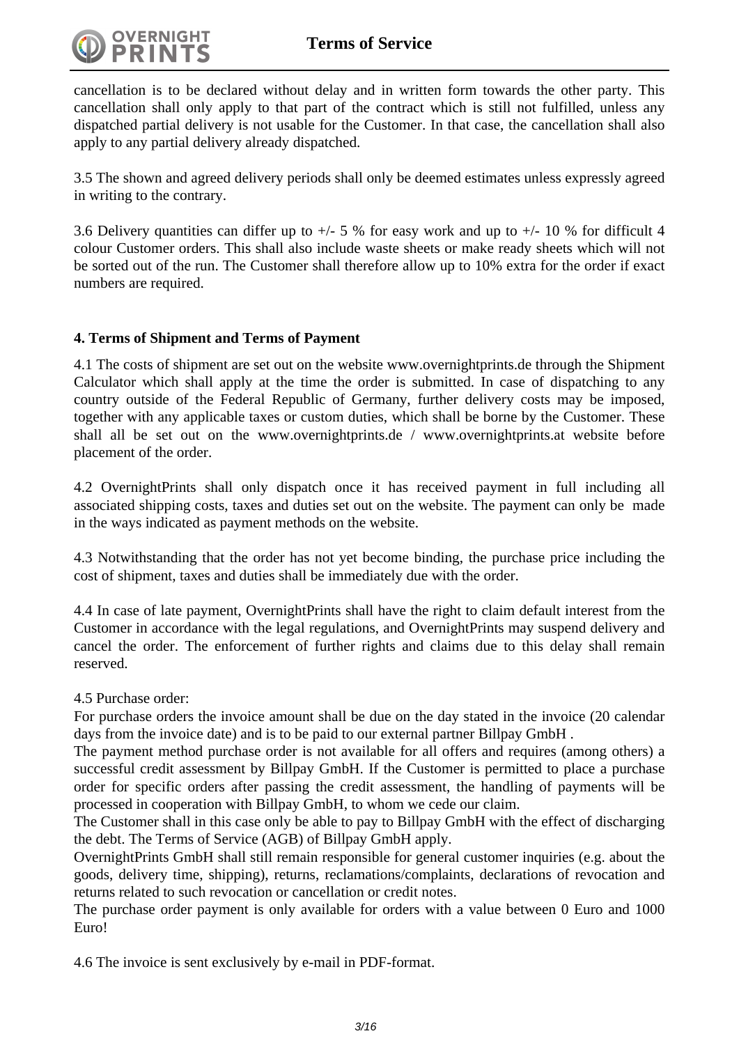cancellation is to be declared without delay and in written form towards the other party. This cancellation shall only apply to that part of the contract which is still not fulfilled, unless any dispatched partial delivery is not usable for the Customer. In that case, the cancellation shall also apply to any partial delivery already dispatched.

3.5 The shown and agreed delivery periods shall only be deemed estimates unless expressly agreed in writing to the contrary.

3.6 Delivery quantities can differ up to +/- 5 % for easy work and up to +/- 10 % for difficult 4 colour Customer orders. This shall also include waste sheets or make ready sheets which will not be sorted out of the run. The Customer shall therefore allow up to 10% extra for the order if exact numbers are required.

**4. Terms of Shipment and Terms of Payment**

4.1 The costs of shipment are set out on the website www.overnightprints.de through the Shipment Calculator which shall apply at the time the order is submitted. In case of dispatching to any country outside of the Federal Republic of Germany, further delivery costs may be imposed, together with any applicable taxes or custom duties, which shall be borne by the Customer. These shall all be set out on the www.overnightprints.de / www.overnightprints.at website before placement of the order.

4.2 OvernightPrints shall only dispatch once it has received payment in full including all associated shipping costs, taxes and duties set out on the website. The payment can only be made in the ways indicated as payment methods on the website.

4.3 Notwithstanding that the order has not yet become binding, the purchase price including the cost of shipment, taxes and duties shall be immediately due with the order.

4.4 In case of late payment, OvernightPrints shall have the right to claim default interest from the Customer in accordance with the legal regulations, and OvernightPrints may suspend delivery and cancel the order. The enforcement of further rights and claims due to this delay shall remain reserved.

4.5 Purchase order:
For purchase orders the invoice amount shall be due on the day stated in the invoice (20 calendar days from the invoice date) and is to be paid to our external partner Billpay GmbH .
The payment method purchase order is not available for all offers and requires (among others) a successful credit assessment by Billpay GmbH. If the Customer is permitted to place a purchase order for specific orders after passing the credit assessment, the handling of payments will be processed in cooperation with Billpay GmbH, to whom we cede our claim.
The Customer shall in this case only be able to pay to Billpay GmbH with the effect of discharging the debt. The Terms of Service (AGB) of Billpay GmbH apply.
OvernightPrints GmbH shall still remain responsible for general customer inquiries (e.g. about the goods, delivery time, shipping), returns, reclamations/complaints, declarations of revocation and returns related to such revocation or cancellation or credit notes.
The purchase order payment is only available for orders with a value between 0 Euro and 1000 Euro!

4.6 The invoice is sent exclusively by e-mail in PDF-format.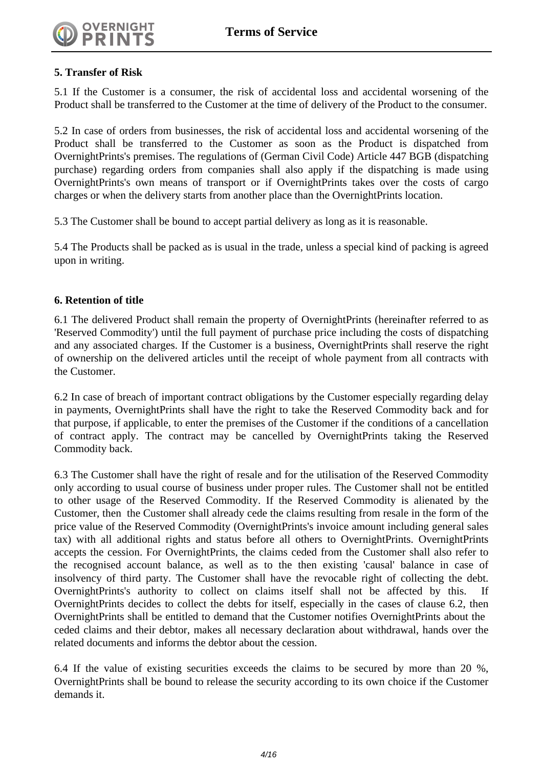## 5. Transfer of Risk

5.1 If the Customer is a consumer, the risk of accidental loss and accidental worsening of the Product shall be transferred to the Customer at the time of delivery of the Product to the consumer.

5.2 In case of orders from businesses, the risk of accidental loss and accidental worsening of the Product shall be transferred to the Customer as soon as the Product is dispatched from OvernightPrints's premises. The regulations of (German Civil Code) Article 447 BGB (dispatching purchase) regarding orders from companies shall also apply if the dispatching is made using OvernightPrints's own means of transport or if OvernightPrints takes over the costs of cargo charges or when the delivery starts from another place than the OvernightPrints location.

5.3 The Customer shall be bound to accept partial delivery as long as it is reasonable.

5.4 The Products shall be packed as is usual in the trade, unless a special kind of packing is agreed upon in writing.

## 6. Retention of title

6.1 The delivered Product shall remain the property of OvernightPrints (hereinafter referred to as 'Reserved Commodity') until the full payment of purchase price including the costs of dispatching and any associated charges. If the Customer is a business, OvernightPrints shall reserve the right of ownership on the delivered articles until the receipt of whole payment from all contracts with the Customer.

6.2 In case of breach of important contract obligations by the Customer especially regarding delay in payments, OvernightPrints shall have the right to take the Reserved Commodity back and for that purpose, if applicable, to enter the premises of the Customer if the conditions of a cancellation of contract apply. The contract may be cancelled by OvernightPrints taking the Reserved Commodity back.

6.3 The Customer shall have the right of resale and for the utilisation of the Reserved Commodity only according to usual course of business under proper rules. The Customer shall not be entitled to other usage of the Reserved Commodity. If the Reserved Commodity is alienated by the Customer, then the Customer shall already cede the claims resulting from resale in the form of the price value of the Reserved Commodity (OvernightPrints's invoice amount including general sales tax) with all additional rights and status before all others to OvernightPrints. OvernightPrints accepts the cession. For OvernightPrints, the claims ceded from the Customer shall also refer to the recognised account balance, as well as to the then existing 'causal' balance in case of insolvency of third party. The Customer shall have the revocable right of collecting the debt. OvernightPrints's authority to collect on claims itself shall not be affected by this. If OvernightPrints decides to collect the debts for itself, especially in the cases of clause 6.2, then OvernightPrints shall be entitled to demand that the Customer notifies OvernightPrints about the ceded claims and their debtor, makes all necessary declaration about withdrawal, hands over the related documents and informs the debtor about the cession.

6.4 If the value of existing securities exceeds the claims to be secured by more than 20 %, OvernightPrints shall be bound to release the security according to its own choice if the Customer demands it.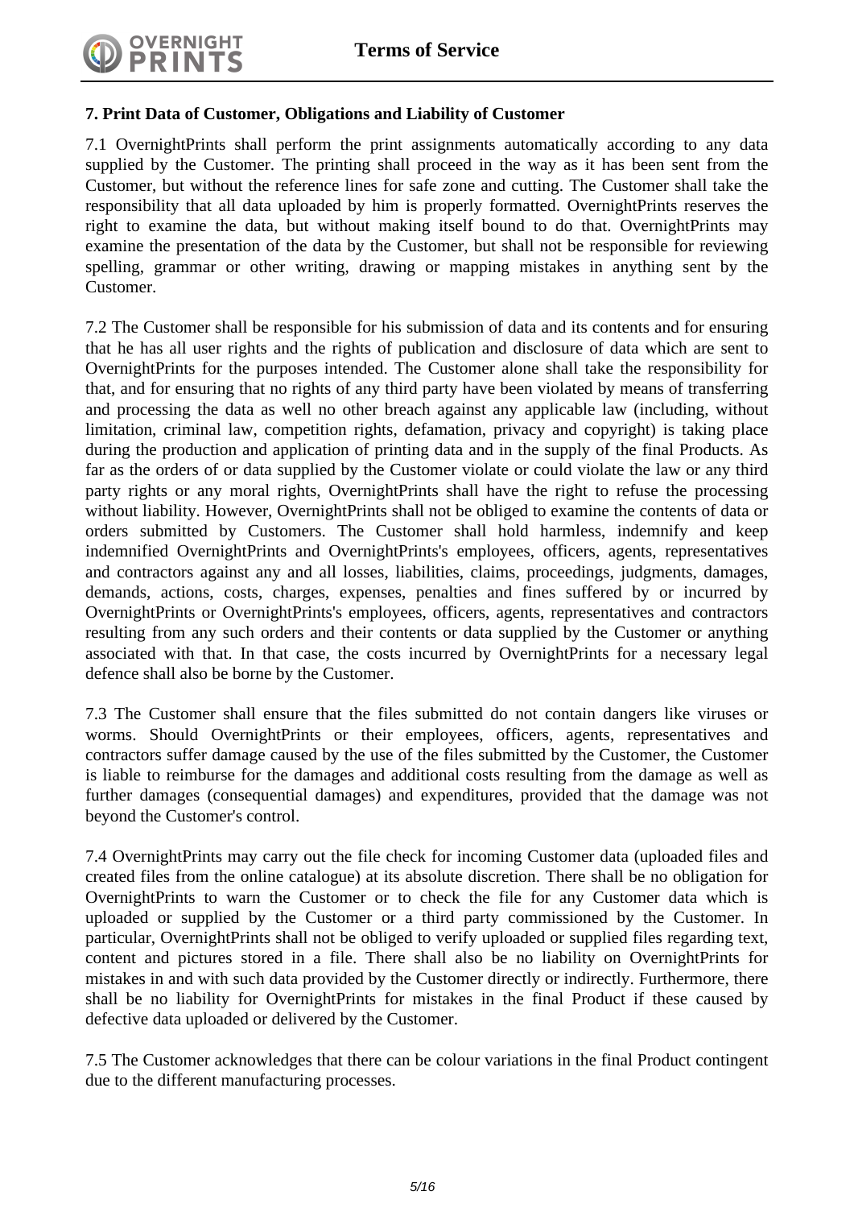## 7. Print Data of Customer, Obligations and Liability of Customer

7.1 OvernightPrints shall perform the print assignments automatically according to any data supplied by the Customer. The printing shall proceed in the way as it has been sent from the Customer, but without the reference lines for safe zone and cutting. The Customer shall take the responsibility that all data uploaded by him is properly formatted. OvernightPrints reserves the right to examine the data, but without making itself bound to do that. OvernightPrints may examine the presentation of the data by the Customer, but shall not be responsible for reviewing spelling, grammar or other writing, drawing or mapping mistakes in anything sent by the Customer.

7.2 The Customer shall be responsible for his submission of data and its contents and for ensuring that he has all user rights and the rights of publication and disclosure of data which are sent to OvernightPrints for the purposes intended. The Customer alone shall take the responsibility for that, and for ensuring that no rights of any third party have been violated by means of transferring and processing the data as well no other breach against any applicable law (including, without limitation, criminal law, competition rights, defamation, privacy and copyright) is taking place during the production and application of printing data and in the supply of the final Products. As far as the orders of or data supplied by the Customer violate or could violate the law or any third party rights or any moral rights, OvernightPrints shall have the right to refuse the processing without liability. However, OvernightPrints shall not be obliged to examine the contents of data or orders submitted by Customers. The Customer shall hold harmless, indemnify and keep indemnified OvernightPrints and OvernightPrints's employees, officers, agents, representatives and contractors against any and all losses, liabilities, claims, proceedings, judgments, damages, demands, actions, costs, charges, expenses, penalties and fines suffered by or incurred by OvernightPrints or OvernightPrints's employees, officers, agents, representatives and contractors resulting from any such orders and their contents or data supplied by the Customer or anything associated with that. In that case, the costs incurred by OvernightPrints for a necessary legal defence shall also be borne by the Customer.

7.3 The Customer shall ensure that the files submitted do not contain dangers like viruses or worms. Should OvernightPrints or their employees, officers, agents, representatives and contractors suffer damage caused by the use of the files submitted by the Customer, the Customer is liable to reimburse for the damages and additional costs resulting from the damage as well as further damages (consequential damages) and expenditures, provided that the damage was not beyond the Customer's control.

7.4 OvernightPrints may carry out the file check for incoming Customer data (uploaded files and created files from the online catalogue) at its absolute discretion. There shall be no obligation for OvernightPrints to warn the Customer or to check the file for any Customer data which is uploaded or supplied by the Customer or a third party commissioned by the Customer. In particular, OvernightPrints shall not be obliged to verify uploaded or supplied files regarding text, content and pictures stored in a file. There shall also be no liability on OvernightPrints for mistakes in and with such data provided by the Customer directly or indirectly. Furthermore, there shall be no liability for OvernightPrints for mistakes in the final Product if these caused by defective data uploaded or delivered by the Customer.

7.5 The Customer acknowledges that there can be colour variations in the final Product contingent due to the different manufacturing processes.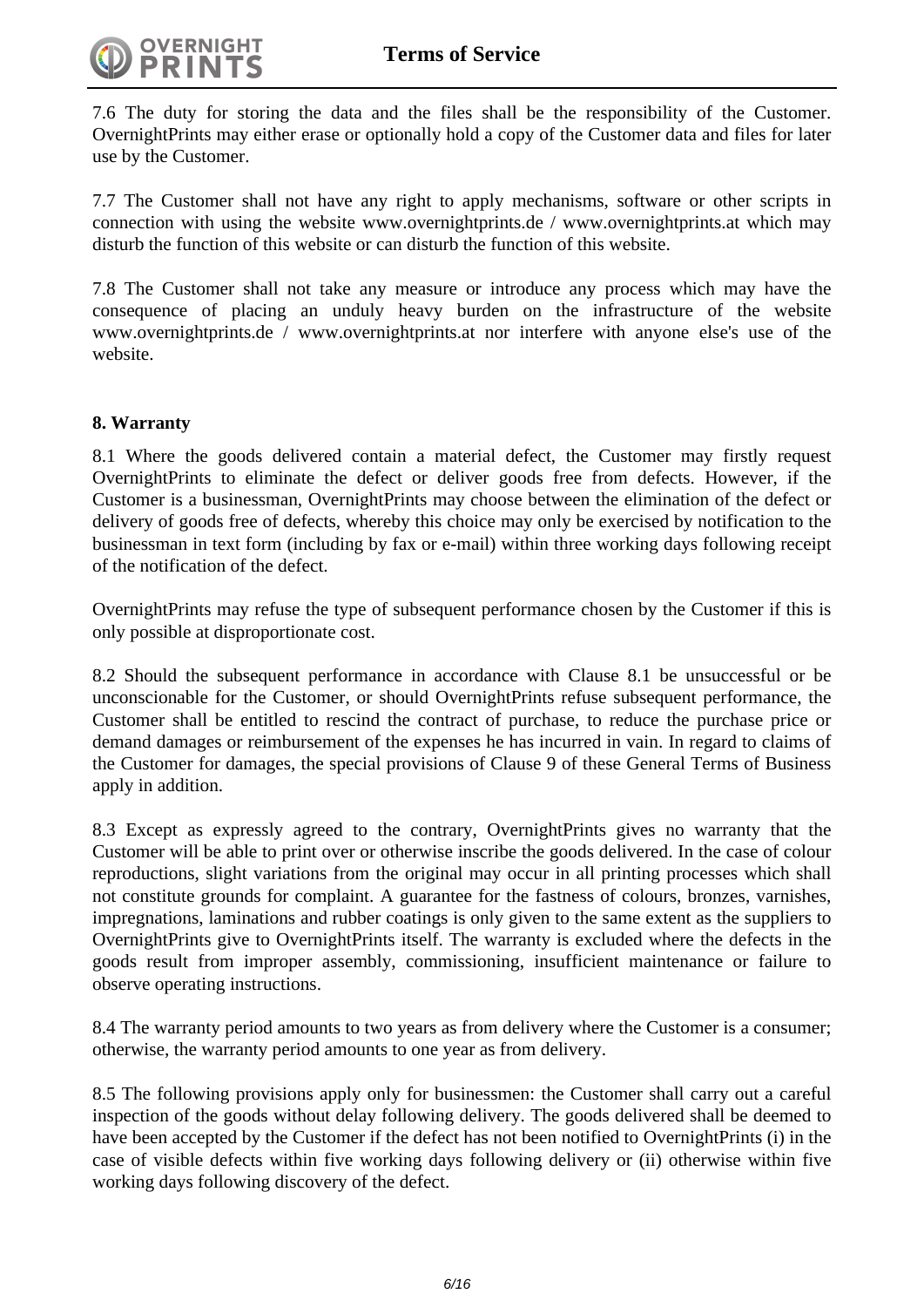7.6 The duty for storing the data and the files shall be the responsibility of the Customer. OvernightPrints may either erase or optionally hold a copy of the Customer data and files for later use by the Customer.

7.7 The Customer shall not have any right to apply mechanisms, software or other scripts in connection with using the website www.overnightprints.de / www.overnightprints.at which may disturb the function of this website or can disturb the function of this website.

7.8 The Customer shall not take any measure or introduce any process which may have the consequence of placing an unduly heavy burden on the infrastructure of the website www.overnightprints.de / www.overnightprints.at nor interfere with anyone else's use of the website.

**8. Warranty**

8.1 Where the goods delivered contain a material defect, the Customer may firstly request OvernightPrints to eliminate the defect or deliver goods free from defects. However, if the Customer is a businessman, OvernightPrints may choose between the elimination of the defect or delivery of goods free of defects, whereby this choice may only be exercised by notification to the businessman in text form (including by fax or e-mail) within three working days following receipt of the notification of the defect.

OvernightPrints may refuse the type of subsequent performance chosen by the Customer if this is only possible at disproportionate cost.

8.2 Should the subsequent performance in accordance with Clause 8.1 be unsuccessful or be unconscionable for the Customer, or should OvernightPrints refuse subsequent performance, the Customer shall be entitled to rescind the contract of purchase, to reduce the purchase price or demand damages or reimbursement of the expenses he has incurred in vain. In regard to claims of the Customer for damages, the special provisions of Clause 9 of these General Terms of Business apply in addition.

8.3 Except as expressly agreed to the contrary, OvernightPrints gives no warranty that the Customer will be able to print over or otherwise inscribe the goods delivered. In the case of colour reproductions, slight variations from the original may occur in all printing processes which shall not constitute grounds for complaint. A guarantee for the fastness of colours, bronzes, varnishes, impregnations, laminations and rubber coatings is only given to the same extent as the suppliers to OvernightPrints give to OvernightPrints itself. The warranty is excluded where the defects in the goods result from improper assembly, commissioning, insufficient maintenance or failure to observe operating instructions.

8.4 The warranty period amounts to two years as from delivery where the Customer is a consumer; otherwise, the warranty period amounts to one year as from delivery.

8.5 The following provisions apply only for businessmen: the Customer shall carry out a careful inspection of the goods without delay following delivery. The goods delivered shall be deemed to have been accepted by the Customer if the defect has not been notified to OvernightPrints (i) in the case of visible defects within five working days following delivery or (ii) otherwise within five working days following discovery of the defect.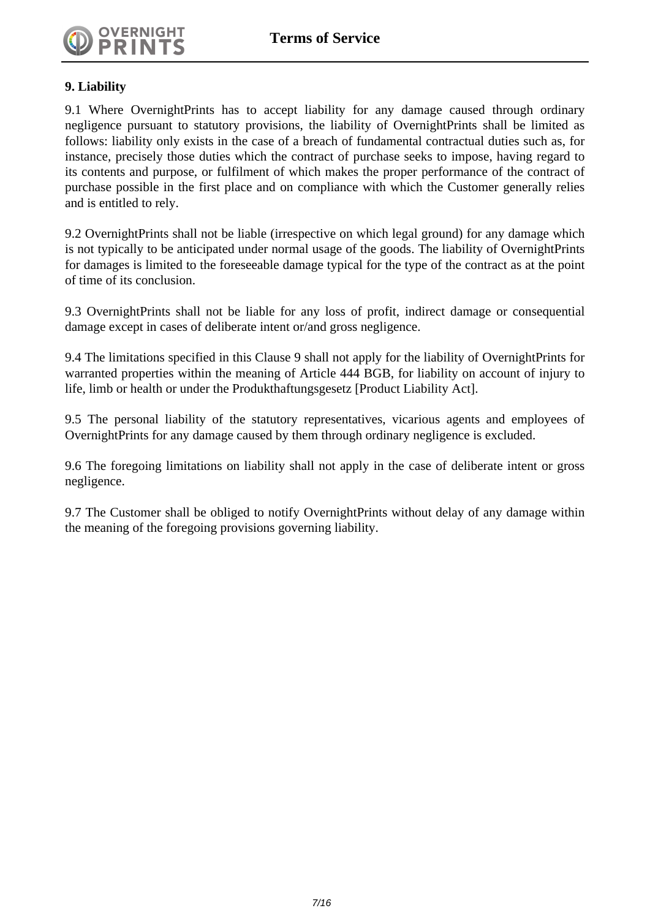**9. Liability**

9.1 Where OvernightPrints has to accept liability for any damage caused through ordinary negligence pursuant to statutory provisions, the liability of OvernightPrints shall be limited as follows: liability only exists in the case of a breach of fundamental contractual duties such as, for instance, precisely those duties which the contract of purchase seeks to impose, having regard to its contents and purpose, or fulfilment of which makes the proper performance of the contract of purchase possible in the first place and on compliance with which the Customer generally relies and is entitled to rely.

9.2 OvernightPrints shall not be liable (irrespective on which legal ground) for any damage which is not typically to be anticipated under normal usage of the goods. The liability of OvernightPrints for damages is limited to the foreseeable damage typical for the type of the contract as at the point of time of its conclusion.

9.3 OvernightPrints shall not be liable for any loss of profit, indirect damage or consequential damage except in cases of deliberate intent or/and gross negligence.

9.4 The limitations specified in this Clause 9 shall not apply for the liability of OvernightPrints for warranted properties within the meaning of Article 444 BGB, for liability on account of injury to life, limb or health or under the Produkthaftungsgesetz [Product Liability Act].

9.5 The personal liability of the statutory representatives, vicarious agents and employees of OvernightPrints for any damage caused by them through ordinary negligence is excluded.

9.6 The foregoing limitations on liability shall not apply in the case of deliberate intent or gross negligence.

9.7 The Customer shall be obliged to notify OvernightPrints without delay of any damage within the meaning of the foregoing provisions governing liability.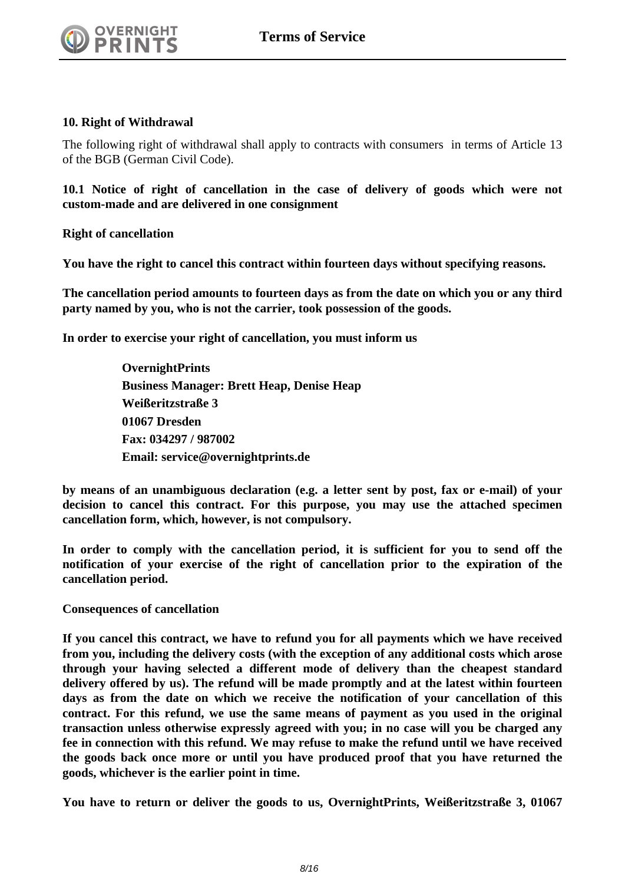## 10. Right of Withdrawal

The following right of withdrawal shall apply to contracts with consumers in terms of Article 13 of the BGB (German Civil Code).

### 10.1 Notice of right of cancellation in the case of delivery of goods which were not custom-made and are delivered in one consignment

**Right of cancellation**

**You have the right to cancel this contract within fourteen days without specifying reasons.**

**The cancellation period amounts to fourteen days as from the date on which you or any third party named by you, who is not the carrier, took possession of the goods.**

**In order to exercise your right of cancellation, you must inform us**

> **OvernightPrints**
> **Business Manager: Brett Heap, Denise Heap**
> **Weißeritzstraße 3**
> **01067 Dresden**
> **Fax: 034297 / 987002**
> **Email: service@overnightprints.de**

**by means of an unambiguous declaration (e.g. a letter sent by post, fax or e-mail) of your decision to cancel this contract. For this purpose, you may use the attached specimen cancellation form, which, however, is not compulsory.**

**In order to comply with the cancellation period, it is sufficient for you to send off the notification of your exercise of the right of cancellation prior to the expiration of the cancellation period.**

**Consequences of cancellation**

**If you cancel this contract, we have to refund you for all payments which we have received from you, including the delivery costs (with the exception of any additional costs which arose through your having selected a different mode of delivery than the cheapest standard delivery offered by us). The refund will be made promptly and at the latest within fourteen days as from the date on which we receive the notification of your cancellation of this contract. For this refund, we use the same means of payment as you used in the original transaction unless otherwise expressly agreed with you; in no case will you be charged any fee in connection with this refund. We may refuse to make the refund until we have received the goods back once more or until you have produced proof that you have returned the goods, whichever is the earlier point in time.**

**You have to return or deliver the goods to us, OvernightPrints, Weißeritzstraße 3, 01067**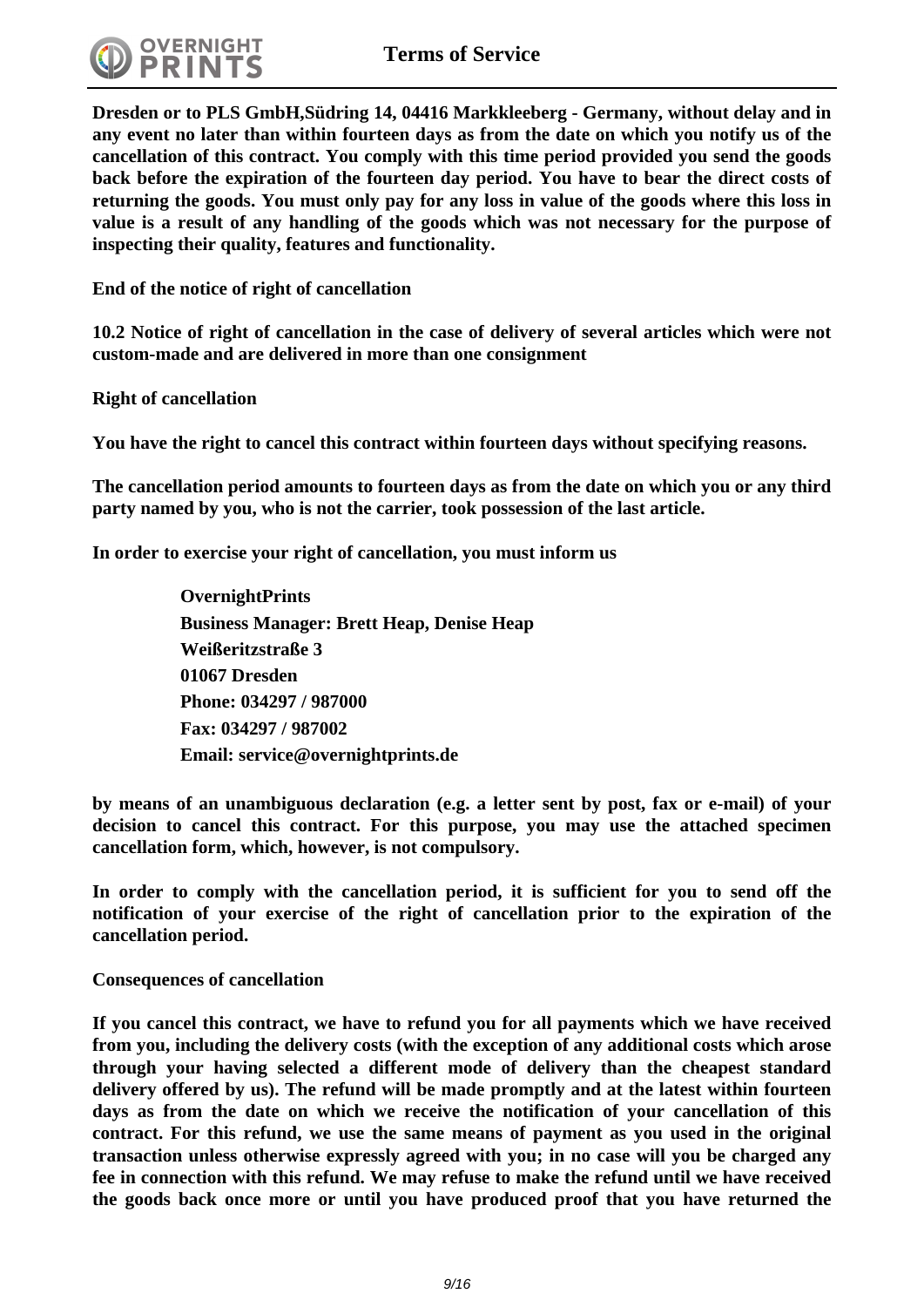**Dresden or to PLS GmbH,Südring 14, 04416 Markkleeberg - Germany, without delay and in any event no later than within fourteen days as from the date on which you notify us of the cancellation of this contract. You comply with this time period provided you send the goods back before the expiration of the fourteen day period. You have to bear the direct costs of returning the goods. You must only pay for any loss in value of the goods where this loss in value is a result of any handling of the goods which was not necessary for the purpose of inspecting their quality, features and functionality.**

**End of the notice of right of cancellation**

**10.2 Notice of right of cancellation in the case of delivery of several articles which were not custom-made and are delivered in more than one consignment**

**Right of cancellation**

**You have the right to cancel this contract within fourteen days without specifying reasons.**

**The cancellation period amounts to fourteen days as from the date on which you or any third party named by you, who is not the carrier, took possession of the last article.**

**In order to exercise your right of cancellation, you must inform us**

> **OvernightPrints**
> **Business Manager: Brett Heap, Denise Heap**
> **Weißeritzstraße 3**
> **01067 Dresden**
> **Phone: 034297 / 987000**
> **Fax: 034297 / 987002**
> **Email: service@overnightprints.de**

**by means of an unambiguous declaration (e.g. a letter sent by post, fax or e-mail) of your decision to cancel this contract. For this purpose, you may use the attached specimen cancellation form, which, however, is not compulsory.**

**In order to comply with the cancellation period, it is sufficient for you to send off the notification of your exercise of the right of cancellation prior to the expiration of the cancellation period.**

**Consequences of cancellation**

**If you cancel this contract, we have to refund you for all payments which we have received from you, including the delivery costs (with the exception of any additional costs which arose through your having selected a different mode of delivery than the cheapest standard delivery offered by us). The refund will be made promptly and at the latest within fourteen days as from the date on which we receive the notification of your cancellation of this contract. For this refund, we use the same means of payment as you used in the original transaction unless otherwise expressly agreed with you; in no case will you be charged any fee in connection with this refund. We may refuse to make the refund until we have received the goods back once more or until you have produced proof that you have returned the**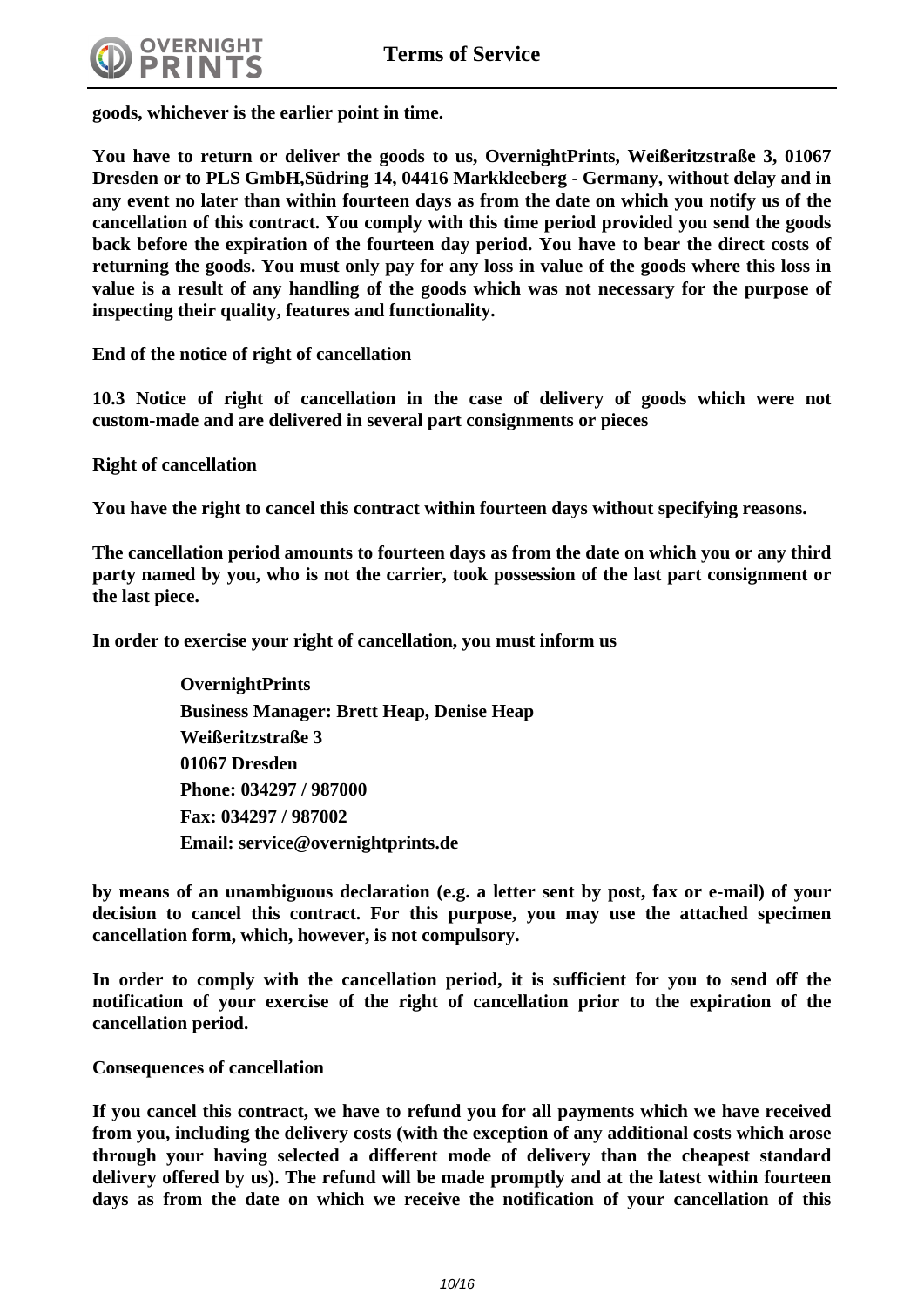**goods, whichever is the earlier point in time.**

**You have to return or deliver the goods to us, OvernightPrints, Weißeritzstraße 3, 01067 Dresden or to PLS GmbH,Südring 14, 04416 Markkleeberg - Germany, without delay and in any event no later than within fourteen days as from the date on which you notify us of the cancellation of this contract. You comply with this time period provided you send the goods back before the expiration of the fourteen day period. You have to bear the direct costs of returning the goods. You must only pay for any loss in value of the goods where this loss in value is a result of any handling of the goods which was not necessary for the purpose of inspecting their quality, features and functionality.**

**End of the notice of right of cancellation**

**10.3 Notice of right of cancellation in the case of delivery of goods which were not custom-made and are delivered in several part consignments or pieces**

**Right of cancellation**

**You have the right to cancel this contract within fourteen days without specifying reasons.**

**The cancellation period amounts to fourteen days as from the date on which you or any third party named by you, who is not the carrier, took possession of the last part consignment or the last piece.**

**In order to exercise your right of cancellation, you must inform us**

> **OvernightPrints**
> **Business Manager: Brett Heap, Denise Heap**
> **Weißeritzstraße 3**
> **01067 Dresden**
> **Phone: 034297 / 987000**
> **Fax: 034297 / 987002**
> **Email: service@overnightprints.de**

**by means of an unambiguous declaration (e.g. a letter sent by post, fax or e-mail) of your decision to cancel this contract. For this purpose, you may use the attached specimen cancellation form, which, however, is not compulsory.**

**In order to comply with the cancellation period, it is sufficient for you to send off the notification of your exercise of the right of cancellation prior to the expiration of the cancellation period.**

**Consequences of cancellation**

**If you cancel this contract, we have to refund you for all payments which we have received from you, including the delivery costs (with the exception of any additional costs which arose through your having selected a different mode of delivery than the cheapest standard delivery offered by us). The refund will be made promptly and at the latest within fourteen days as from the date on which we receive the notification of your cancellation of this**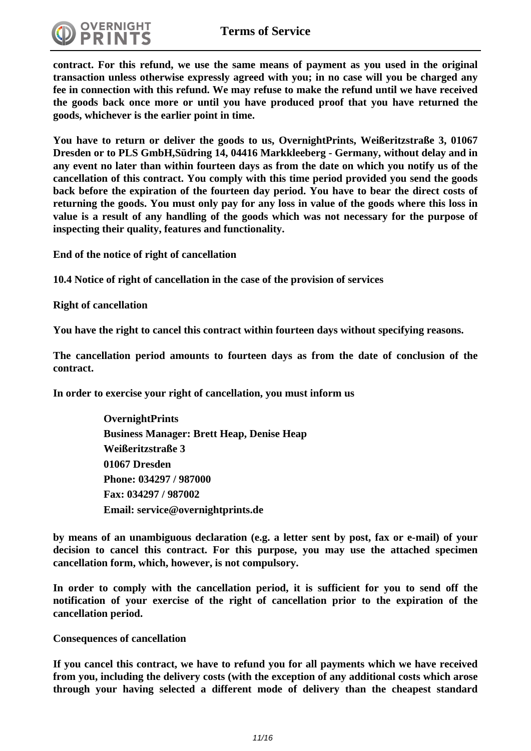**contract. For this refund, we use the same means of payment as you used in the original transaction unless otherwise expressly agreed with you; in no case will you be charged any fee in connection with this refund. We may refuse to make the refund until we have received the goods back once more or until you have produced proof that you have returned the goods, whichever is the earlier point in time.**

**You have to return or deliver the goods to us, OvernightPrints, Weißeritzstraße 3, 01067 Dresden or to PLS GmbH,Südring 14, 04416 Markkleeberg - Germany, without delay and in any event no later than within fourteen days as from the date on which you notify us of the cancellation of this contract. You comply with this time period provided you send the goods back before the expiration of the fourteen day period. You have to bear the direct costs of returning the goods. You must only pay for any loss in value of the goods where this loss in value is a result of any handling of the goods which was not necessary for the purpose of inspecting their quality, features and functionality.**

**End of the notice of right of cancellation**

**10.4 Notice of right of cancellation in the case of the provision of services**

**Right of cancellation**

**You have the right to cancel this contract within fourteen days without specifying reasons.**

**The cancellation period amounts to fourteen days as from the date of conclusion of the contract.**

**In order to exercise your right of cancellation, you must inform us**

> **OvernightPrints**
> **Business Manager: Brett Heap, Denise Heap**
> **Weißeritzstraße 3**
> **01067 Dresden**
> **Phone: 034297 / 987000**
> **Fax: 034297 / 987002**
> **Email: service@overnightprints.de**

**by means of an unambiguous declaration (e.g. a letter sent by post, fax or e-mail) of your decision to cancel this contract. For this purpose, you may use the attached specimen cancellation form, which, however, is not compulsory.**

**In order to comply with the cancellation period, it is sufficient for you to send off the notification of your exercise of the right of cancellation prior to the expiration of the cancellation period.**

**Consequences of cancellation**

**If you cancel this contract, we have to refund you for all payments which we have received from you, including the delivery costs (with the exception of any additional costs which arose through your having selected a different mode of delivery than the cheapest standard**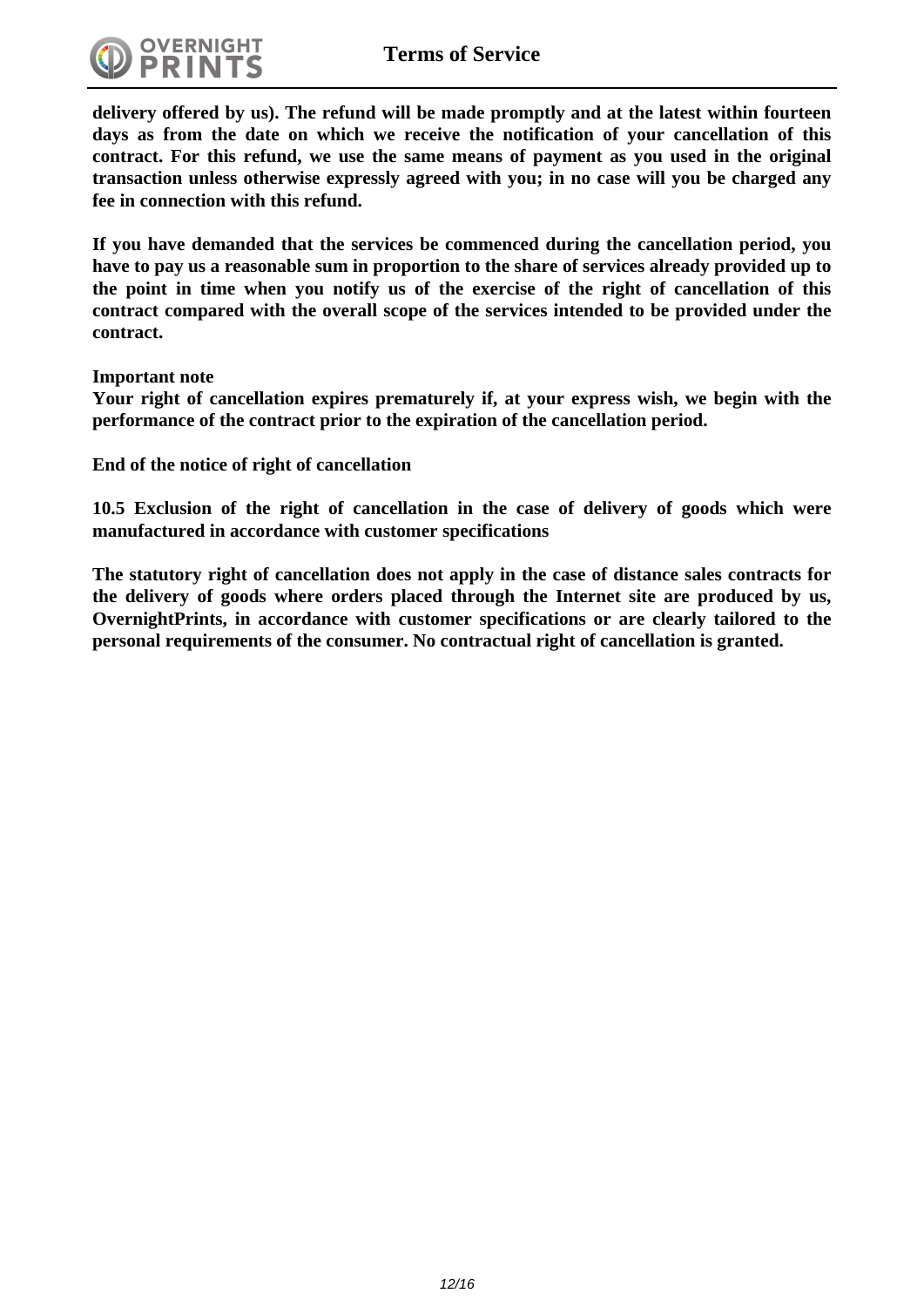**delivery offered by us). The refund will be made promptly and at the latest within fourteen days as from the date on which we receive the notification of your cancellation of this contract. For this refund, we use the same means of payment as you used in the original transaction unless otherwise expressly agreed with you; in no case will you be charged any fee in connection with this refund.**

**If you have demanded that the services be commenced during the cancellation period, you have to pay us a reasonable sum in proportion to the share of services already provided up to the point in time when you notify us of the exercise of the right of cancellation of this contract compared with the overall scope of the services intended to be provided under the contract.**

**Important note**
**Your right of cancellation expires prematurely if, at your express wish, we begin with the performance of the contract prior to the expiration of the cancellation period.**

**End of the notice of right of cancellation**

**10.5 Exclusion of the right of cancellation in the case of delivery of goods which were manufactured in accordance with customer specifications**

**The statutory right of cancellation does not apply in the case of distance sales contracts for the delivery of goods where orders placed through the Internet site are produced by us, OvernightPrints, in accordance with customer specifications or are clearly tailored to the personal requirements of the consumer. No contractual right of cancellation is granted.**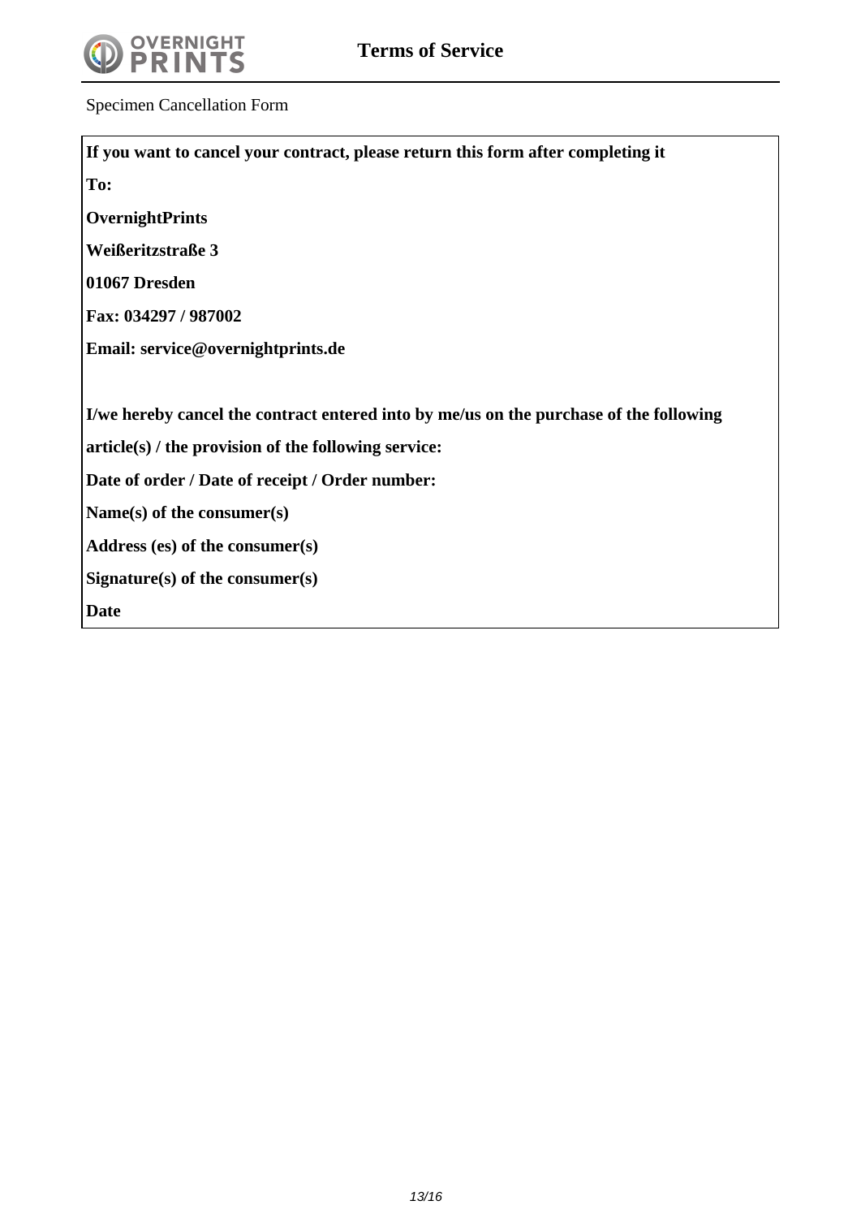Specimen Cancellation Form

**If you want to cancel your contract, please return this form after completing it**

**To:**

**OvernightPrints**

**Weißeritzstraße 3**

**01067 Dresden**

**Fax: 034297 / 987002**

**Email: service@overnightprints.de**

**I/we hereby cancel the contract entered into by me/us on the purchase of the following article(s) / the provision of the following service:**

**Date of order / Date of receipt / Order number:**

**Name(s) of the consumer(s)**

**Address (es) of the consumer(s)**

**Signature(s) of the consumer(s)**

**Date**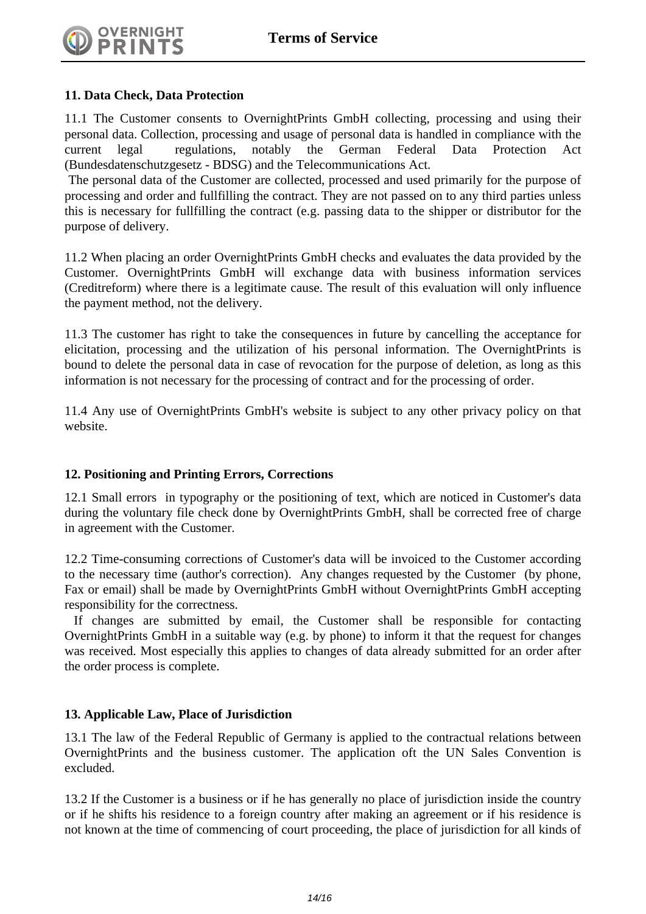**11. Data Check, Data Protection**

11.1 The Customer consents to OvernightPrints GmbH collecting, processing and using their personal data. Collection, processing and usage of personal data is handled in compliance with the current legal regulations, notably the German Federal Data Protection Act (Bundesdatenschutzgesetz - BDSG) and the Telecommunications Act.

The personal data of the Customer are collected, processed and used primarily for the purpose of processing and order and fullfilling the contract. They are not passed on to any third parties unless this is necessary for fullfilling the contract (e.g. passing data to the shipper or distributor for the purpose of delivery.

11.2 When placing an order OvernightPrints GmbH checks and evaluates the data provided by the Customer. OvernightPrints GmbH will exchange data with business information services (Creditreform) where there is a legitimate cause. The result of this evaluation will only influence the payment method, not the delivery.

11.3 The customer has right to take the consequences in future by cancelling the acceptance for elicitation, processing and the utilization of his personal information. The OvernightPrints is bound to delete the personal data in case of revocation for the purpose of deletion, as long as this information is not necessary for the processing of contract and for the processing of order.

11.4 Any use of OvernightPrints GmbH's website is subject to any other privacy policy on that website.

**12. Positioning and Printing Errors, Corrections**

12.1 Small errors in typography or the positioning of text, which are noticed in Customer's data during the voluntary file check done by OvernightPrints GmbH, shall be corrected free of charge in agreement with the Customer.

12.2 Time-consuming corrections of Customer's data will be invoiced to the Customer according to the necessary time (author's correction). Any changes requested by the Customer (by phone, Fax or email) shall be made by OvernightPrints GmbH without OvernightPrints GmbH accepting responsibility for the correctness.

If changes are submitted by email, the Customer shall be responsible for contacting OvernightPrints GmbH in a suitable way (e.g. by phone) to inform it that the request for changes was received. Most especially this applies to changes of data already submitted for an order after the order process is complete.

**13. Applicable Law, Place of Jurisdiction**

13.1 The law of the Federal Republic of Germany is applied to the contractual relations between OvernightPrints and the business customer. The application oft the UN Sales Convention is excluded.

13.2 If the Customer is a business or if he has generally no place of jurisdiction inside the country or if he shifts his residence to a foreign country after making an agreement or if his residence is not known at the time of commencing of court proceeding, the place of jurisdiction for all kinds of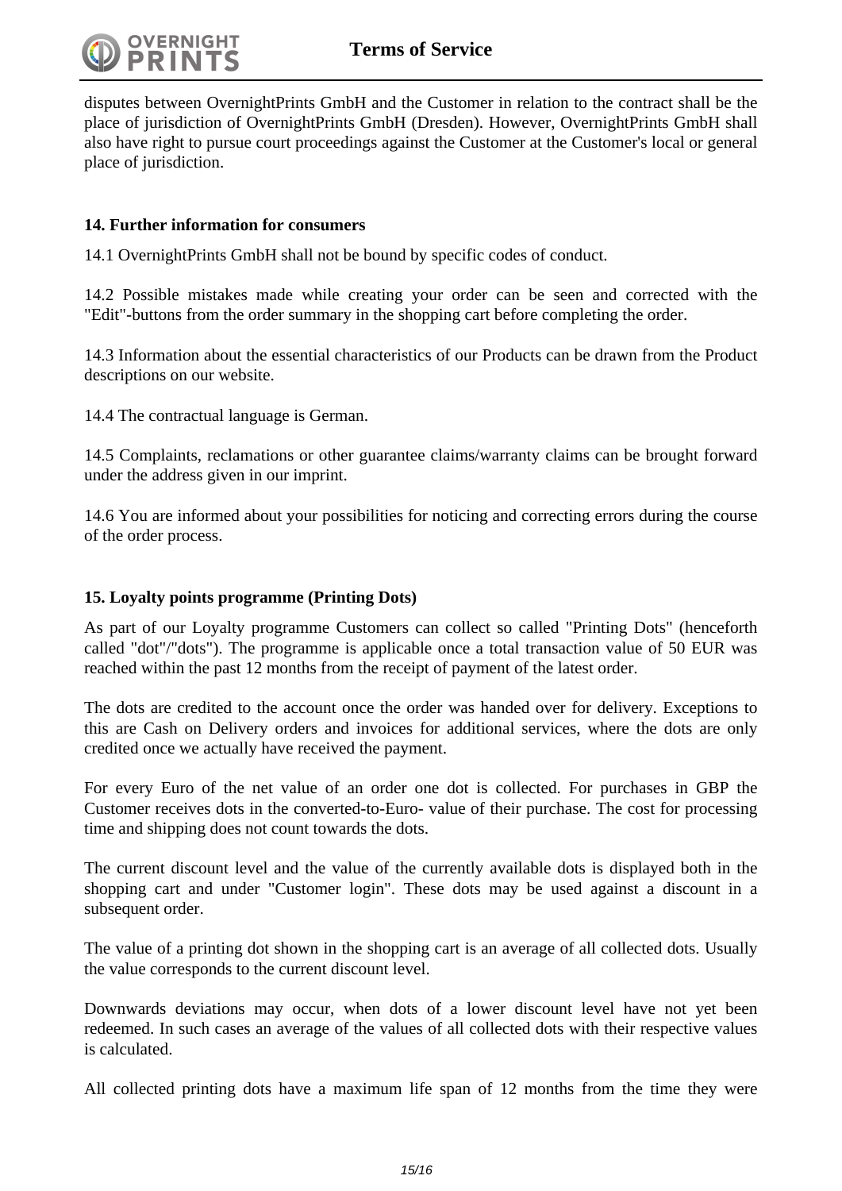disputes between OvernightPrints GmbH and the Customer in relation to the contract shall be the place of jurisdiction of OvernightPrints GmbH (Dresden). However, OvernightPrints GmbH shall also have right to pursue court proceedings against the Customer at the Customer's local or general place of jurisdiction.

**14. Further information for consumers**

14.1 OvernightPrints GmbH shall not be bound by specific codes of conduct.

14.2 Possible mistakes made while creating your order can be seen and corrected with the "Edit"-buttons from the order summary in the shopping cart before completing the order.

14.3 Information about the essential characteristics of our Products can be drawn from the Product descriptions on our website.

14.4 The contractual language is German.

14.5 Complaints, reclamations or other guarantee claims/warranty claims can be brought forward under the address given in our imprint.

14.6 You are informed about your possibilities for noticing and correcting errors during the course of the order process.

**15. Loyalty points programme (Printing Dots)**

As part of our Loyalty programme Customers can collect so called "Printing Dots" (henceforth called "dot"/"dots"). The programme is applicable once a total transaction value of 50 EUR was reached within the past 12 months from the receipt of payment of the latest order.

The dots are credited to the account once the order was handed over for delivery. Exceptions to this are Cash on Delivery orders and invoices for additional services, where the dots are only credited once we actually have received the payment.

For every Euro of the net value of an order one dot is collected. For purchases in GBP the Customer receives dots in the converted-to-Euro- value of their purchase. The cost for processing time and shipping does not count towards the dots.

The current discount level and the value of the currently available dots is displayed both in the shopping cart and under "Customer login". These dots may be used against a discount in a subsequent order.

The value of a printing dot shown in the shopping cart is an average of all collected dots. Usually the value corresponds to the current discount level.

Downwards deviations may occur, when dots of a lower discount level have not yet been redeemed. In such cases an average of the values of all collected dots with their respective values is calculated.

All collected printing dots have a maximum life span of 12 months from the time they were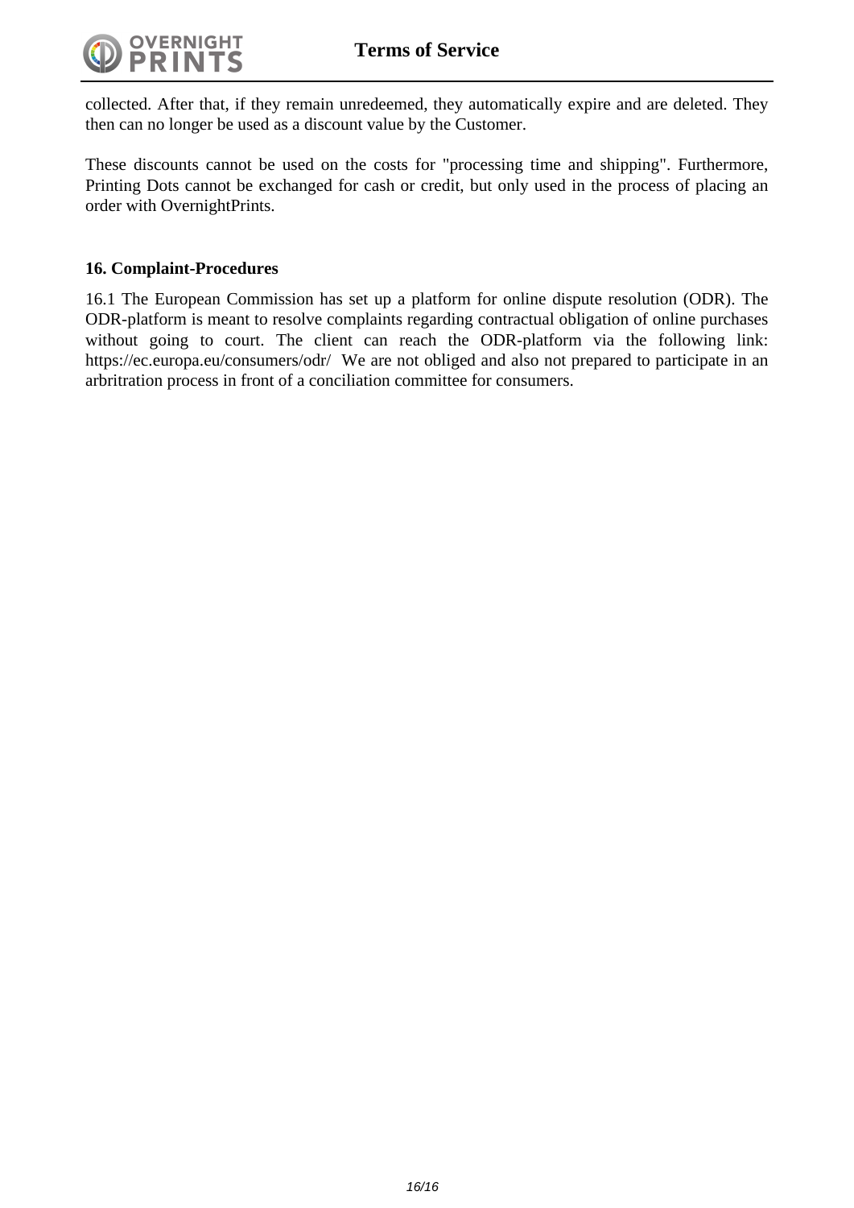collected. After that, if they remain unredeemed, they automatically expire and are deleted. They then can no longer be used as a discount value by the Customer.

These discounts cannot be used on the costs for "processing time and shipping". Furthermore, Printing Dots cannot be exchanged for cash or credit, but only used in the process of placing an order with OvernightPrints.

## 16. Complaint-Procedures

16.1 The European Commission has set up a platform for online dispute resolution (ODR). The ODR-platform is meant to resolve complaints regarding contractual obligation of online purchases without going to court. The client can reach the ODR-platform via the following link: https://ec.europa.eu/consumers/odr/ We are not obliged and also not prepared to participate in an arbitration process in front of a conciliation committee for consumers.